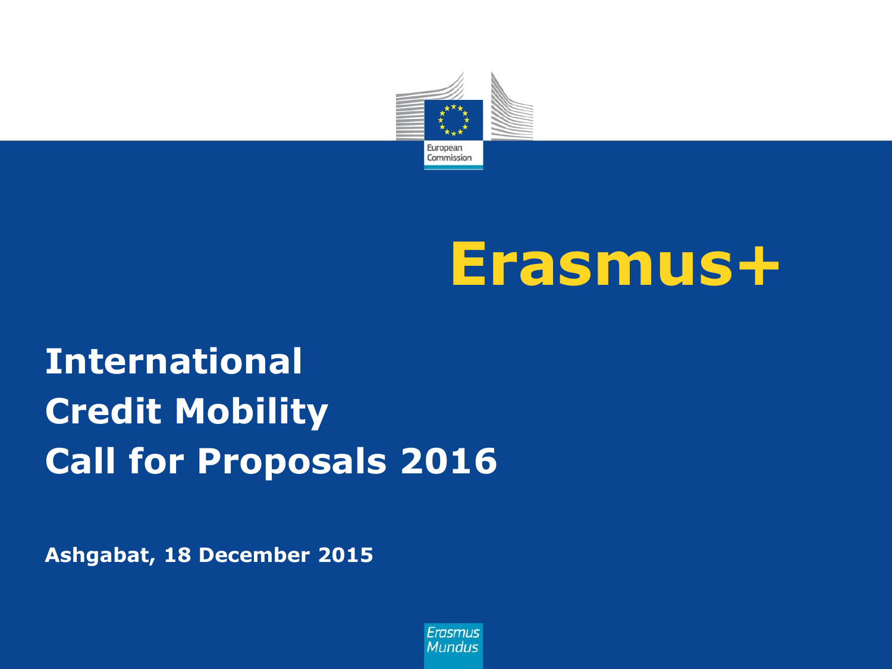# Erasmus+

## International
## Credit Mobility
## Call for Proposals 2016

**Ashgabat, 18 December 2015**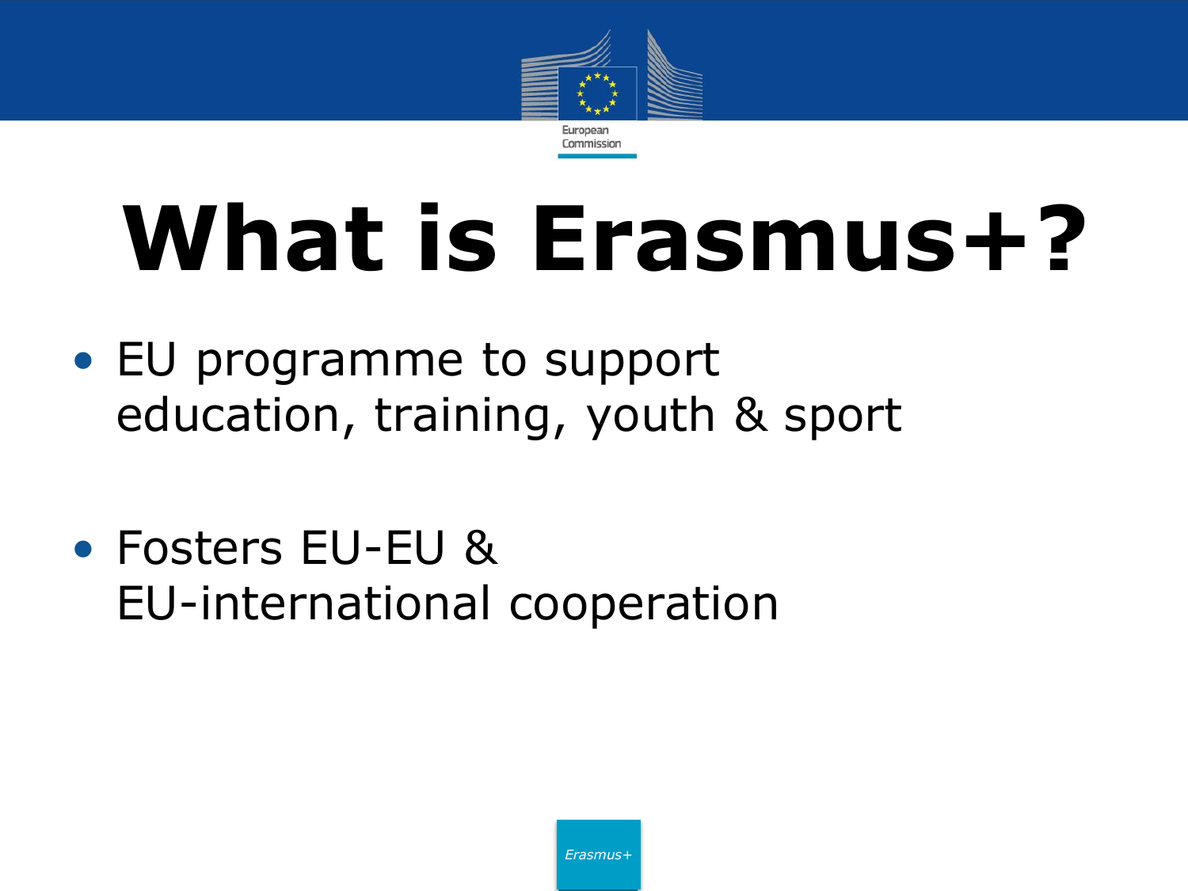# What is Erasmus+?

- EU programme to support education, training, youth & sport
- Fosters EU-EU & EU-international cooperation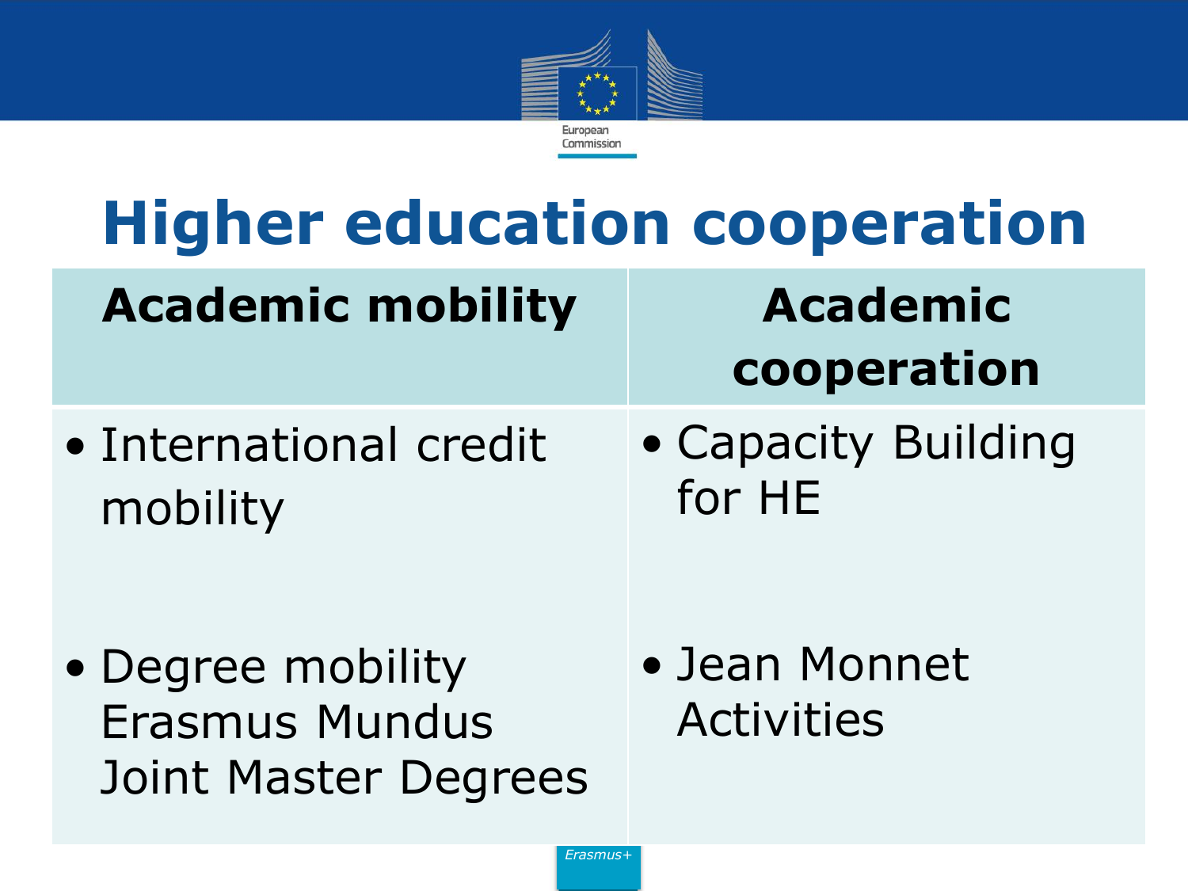# Higher education cooperation

| Academic mobility | Academic cooperation |
|---|---|
| • International credit mobility | • Capacity Building for HE |
| • Degree mobility Erasmus Mundus Joint Master Degrees | • Jean Monnet Activities |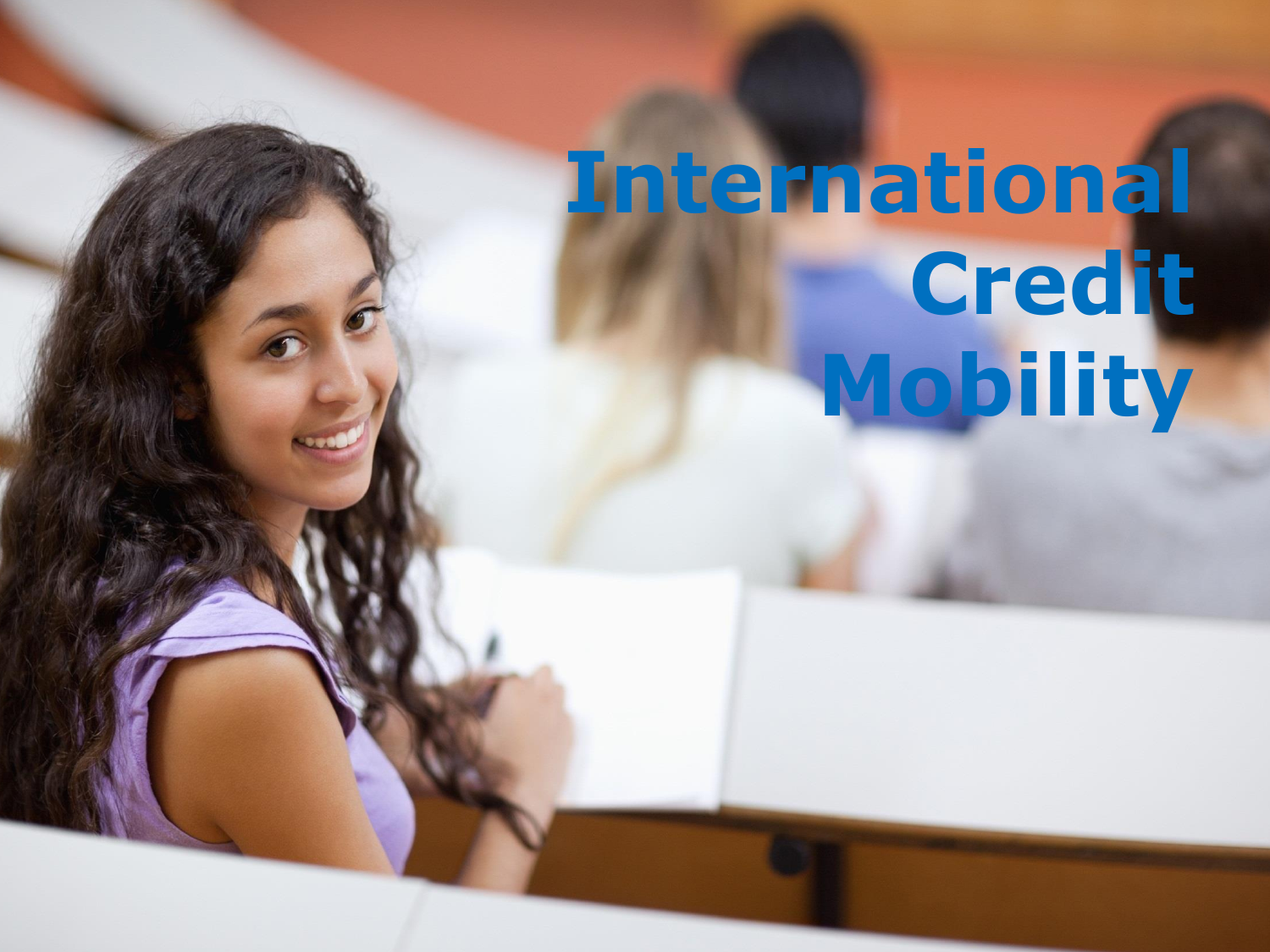# International Credit Mobility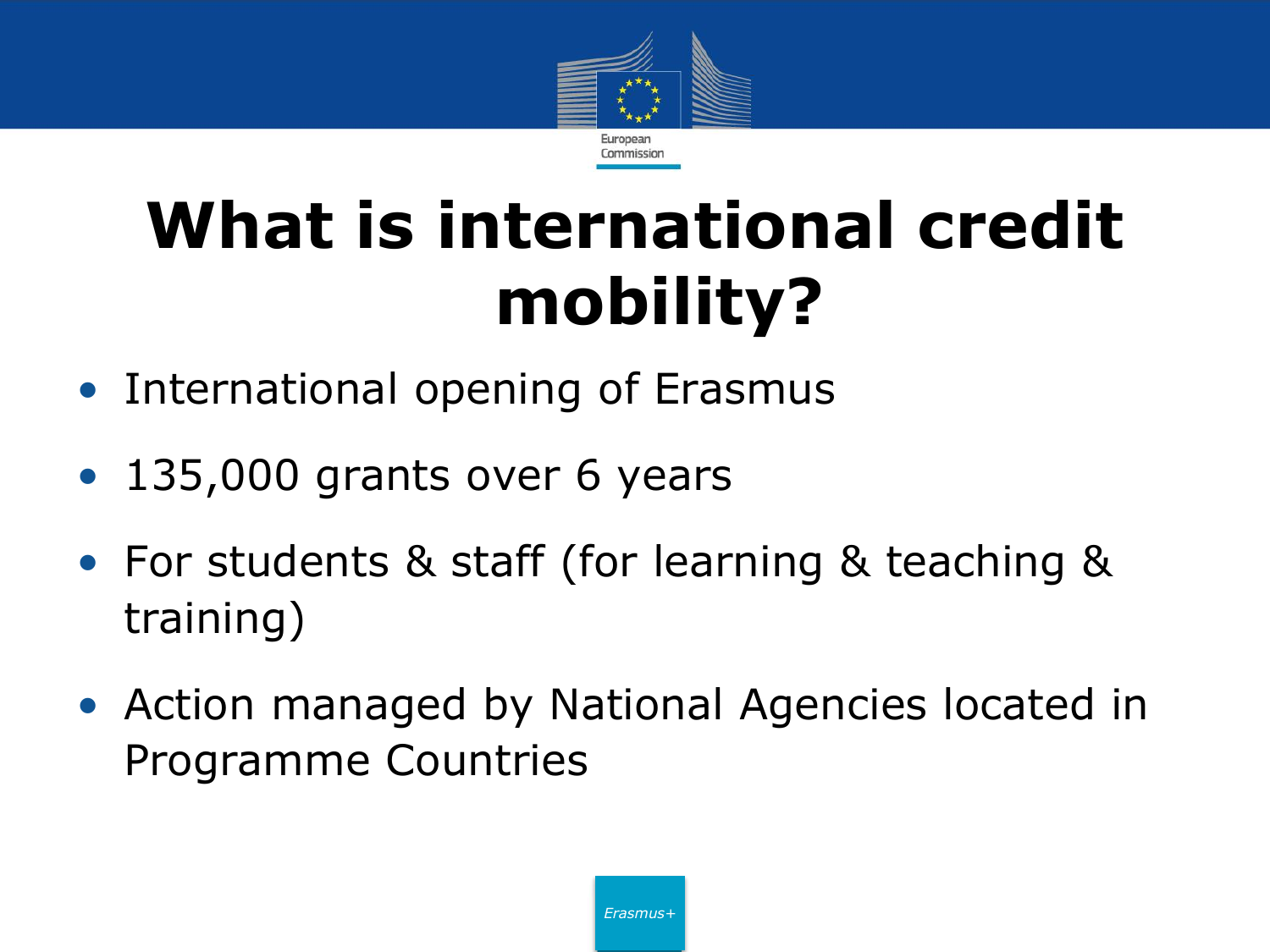# What is international credit mobility?

- International opening of Erasmus
- 135,000 grants over 6 years
- For students & staff (for learning & teaching & training)
- Action managed by National Agencies located in Programme Countries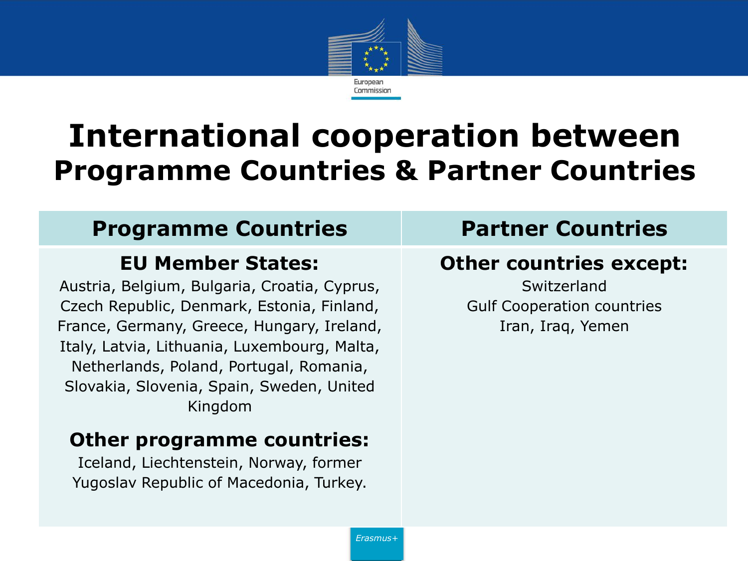# International cooperation between Programme Countries & Partner Countries

| Programme Countries | Partner Countries |
|---|---|
| **EU Member States:** Austria, Belgium, Bulgaria, Croatia, Cyprus, Czech Republic, Denmark, Estonia, Finland, France, Germany, Greece, Hungary, Ireland, Italy, Latvia, Lithuania, Luxembourg, Malta, Netherlands, Poland, Portugal, Romania, Slovakia, Slovenia, Spain, Sweden, United Kingdom<br><br>**Other programme countries:** Iceland, Liechtenstein, Norway, former Yugoslav Republic of Macedonia, Turkey. | **Other countries except:**<br>Switzerland<br>Gulf Cooperation countries<br>Iran, Iraq, Yemen |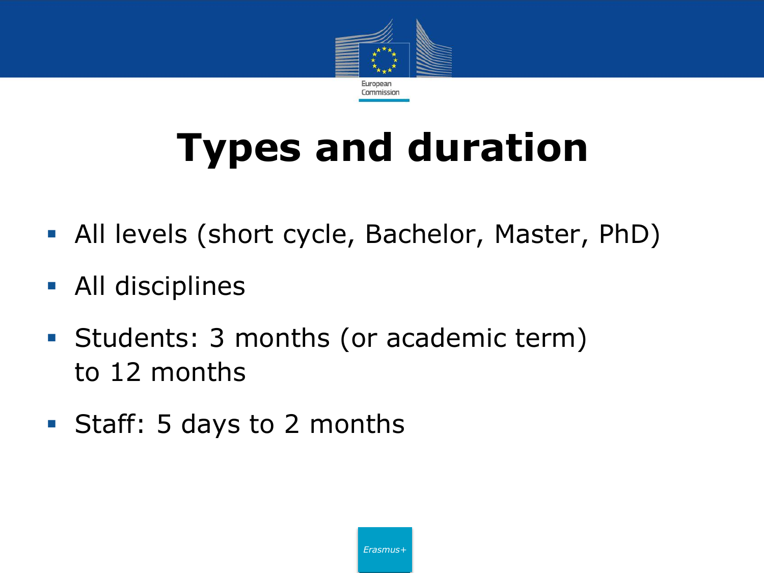# Types and duration

- All levels (short cycle, Bachelor, Master, PhD)
- All disciplines
- Students: 3 months (or academic term) to 12 months
- Staff: 5 days to 2 months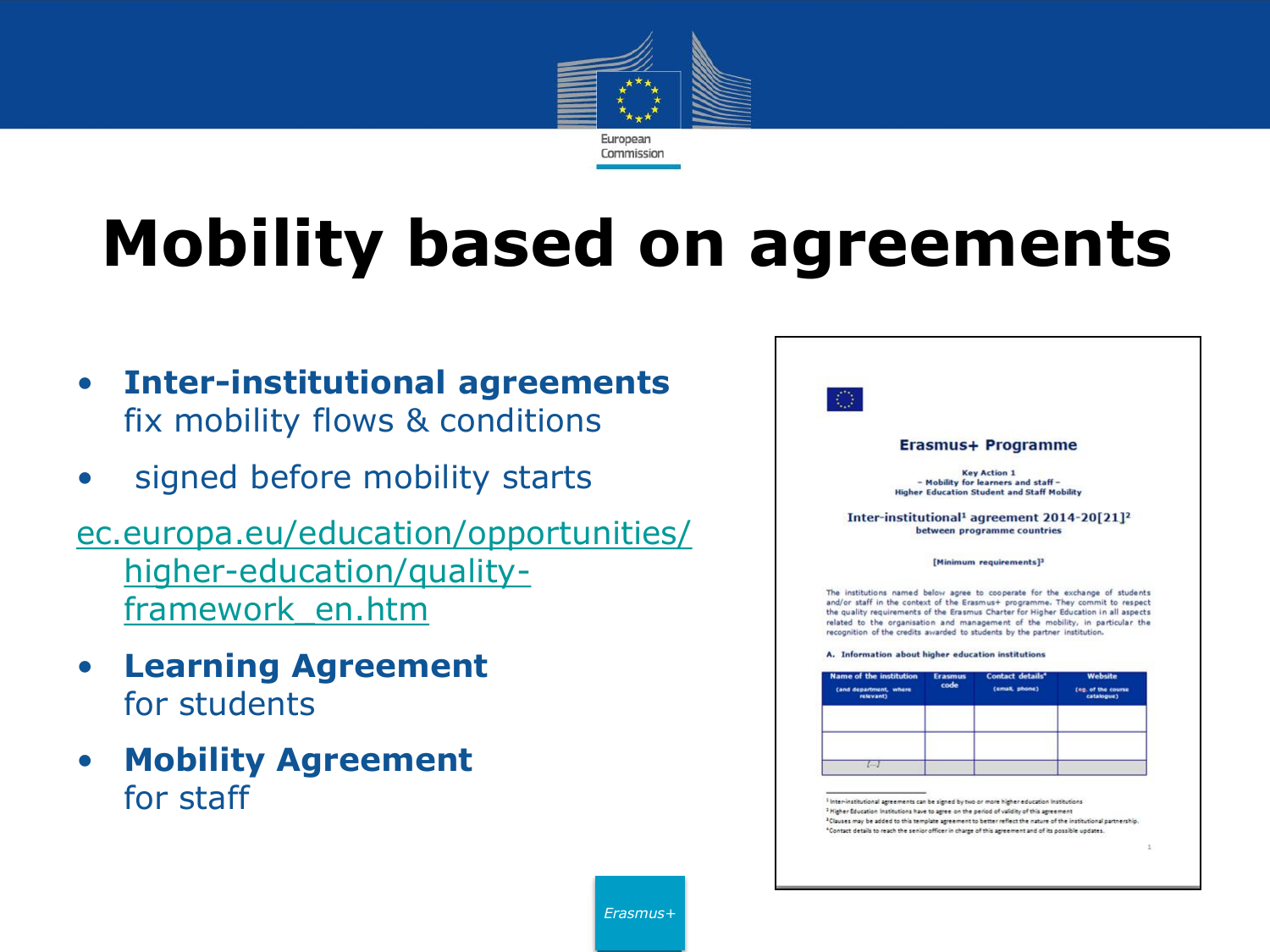# Mobility based on agreements

- **Inter-institutional agreements** fix mobility flows & conditions
- signed before mobility starts

ec.europa.eu/education/opportunities/higher-education/quality-framework_en.htm

- **Learning Agreement** for students
- **Mobility Agreement** for staff

**Erasmus+ Programme**

Key Action 1
– Mobility for learners and staff –
Higher Education Student and Staff Mobility

**Inter-institutional[1] agreement 2014-20[21][2]**
between programme countries

[Minimum requirements][3]

The institutions named below agree to cooperate for the exchange of students and/or staff in the context of the Erasmus+ programme. They commit to respect the quality requirements of the Erasmus Charter for Higher Education in all aspects related to the organisation and management of the mobility, in particular the recognition of the credits awarded to students by the partner institution.

**A. Information about higher education institutions**

| Name of the institution (and department, where relevant) | Erasmus code | Contact details[4] (email, phone) | Website (eg. of the course catalogue) |
|---|---|---|---|
| | | | |
| | | | |
| […] | | | |

[1] Inter-institutional agreements can be signed by two or more higher education institutions
[2] Higher Education Institutions have to agree on the period of validity of this agreement
[3] Clauses may be added to this template agreement to better reflect the nature of the institutional partnership.
[4] Contact details to reach the senior officer in charge of this agreement and of its possible updates.

Erasmus+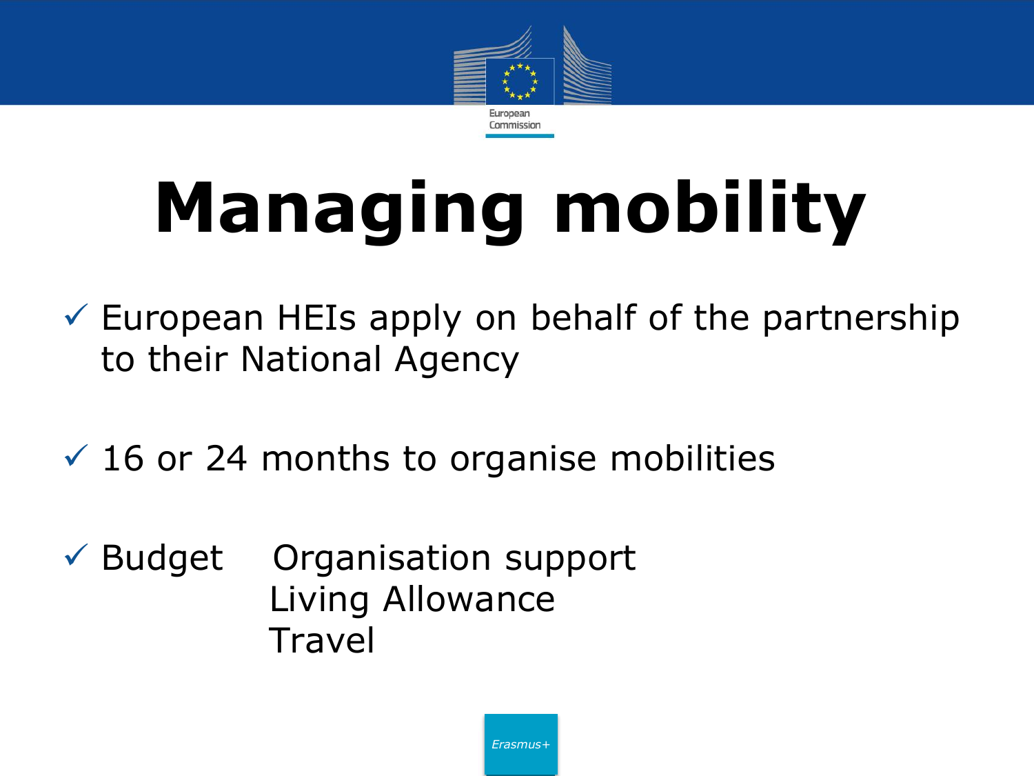# Managing mobility

- ✓ European HEIs apply on behalf of the partnership to their National Agency
- ✓ 16 or 24 months to organise mobilities
- ✓ Budget
  - Organisation support
  - Living Allowance
  - Travel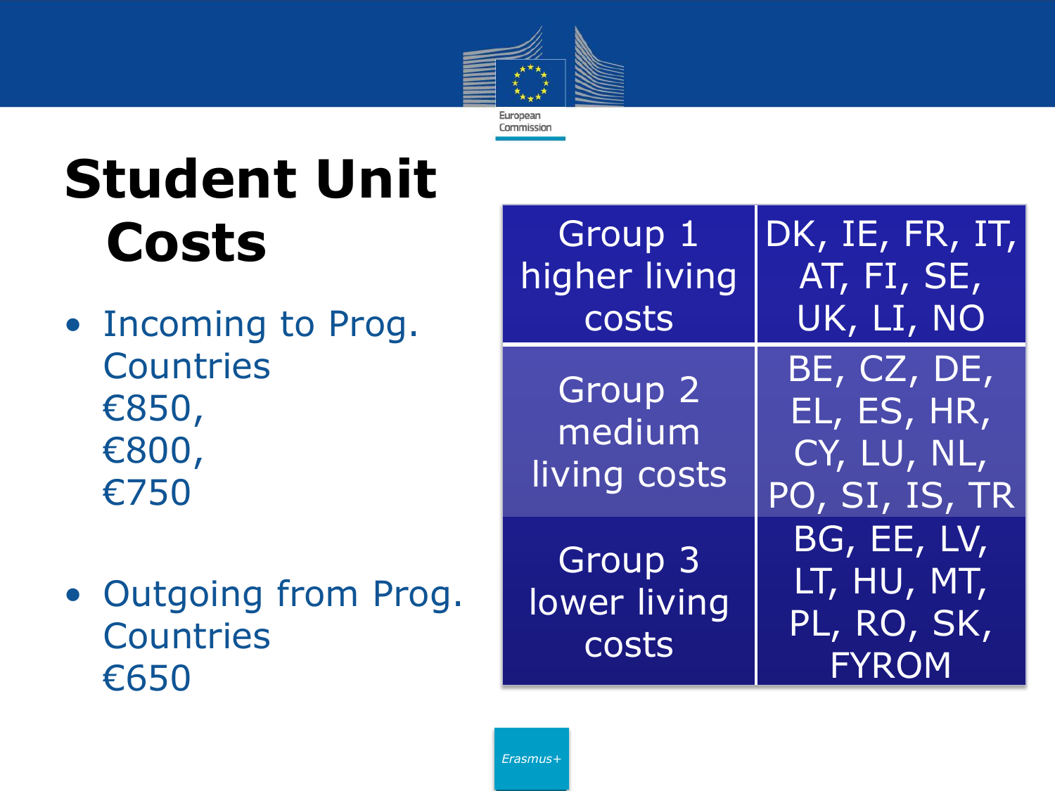# Student Unit Costs

- Incoming to Prog. Countries €850, €800, €750

- Outgoing from Prog. Countries €650

| | |
|---|---|
| Group 1 higher living costs | DK, IE, FR, IT, AT, FI, SE, UK, LI, NO |
| Group 2 medium living costs | BE, CZ, DE, EL, ES, HR, CY, LU, NL, PO, SI, IS, TR |
| Group 3 lower living costs | BG, EE, LV, LT, HU, MT, PL, RO, SK, FYROM |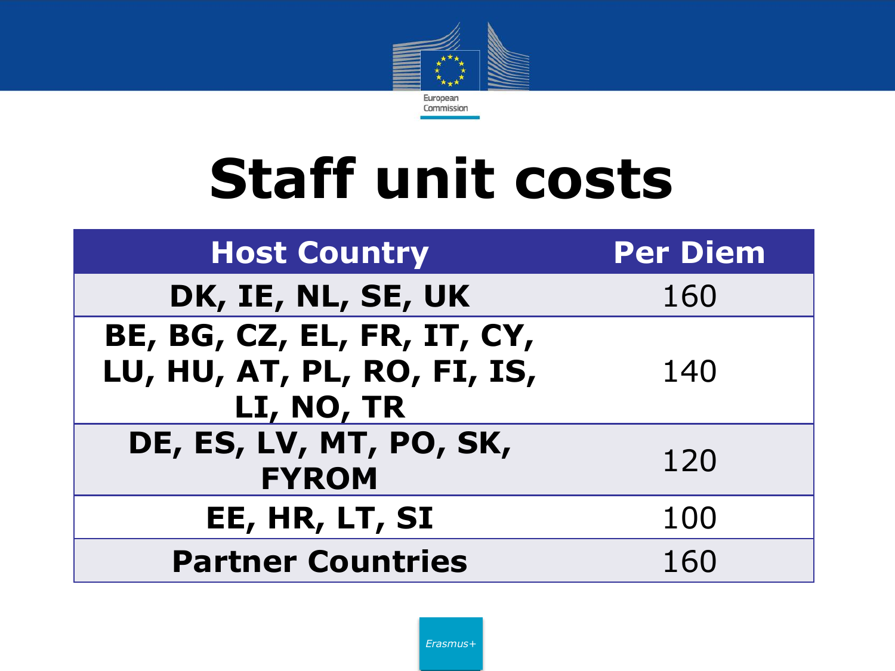# Staff unit costs

| Host Country | Per Diem |
|---|---|
| DK, IE, NL, SE, UK | 160 |
| BE, BG, CZ, EL, FR, IT, CY, LU, HU, AT, PL, RO, FI, IS, LI, NO, TR | 140 |
| DE, ES, LV, MT, PO, SK, FYROM | 120 |
| EE, HR, LT, SI | 100 |
| Partner Countries | 160 |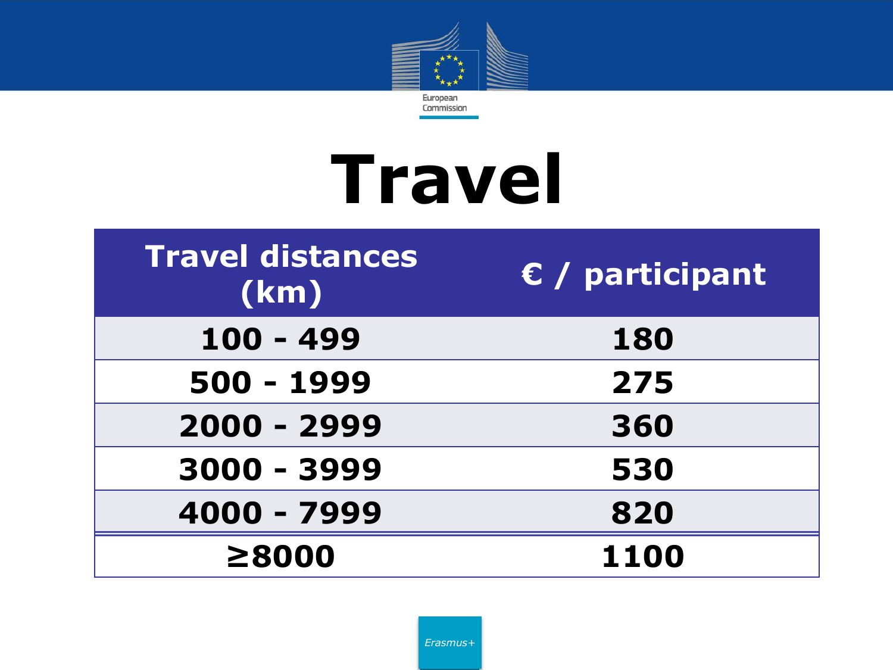# Travel

| Travel distances (km) | € / participant |
|---|---|
| 100 - 499 | 180 |
| 500 - 1999 | 275 |
| 2000 - 2999 | 360 |
| 3000 - 3999 | 530 |
| 4000 - 7999 | 820 |
| ≥8000 | 1100 |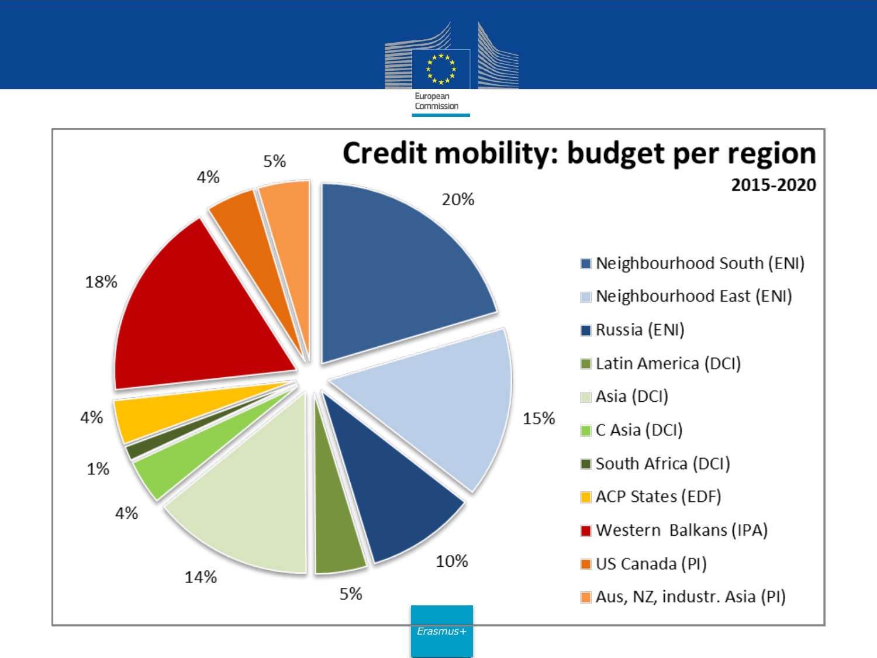# Credit mobility: budget per region

**2015-2020**

20%
15%
10%
5%
14%
4%
1%
4%
18%
4%
5%

- Neighbourhood South (ENI)
- Neighbourhood East (ENI)
- Russia (ENI)
- Latin America (DCI)
- Asia (DCI)
- C Asia (DCI)
- South Africa (DCI)
- ACP States (EDF)
- Western Balkans (IPA)
- US Canada (PI)
- Aus, NZ, industr. Asia (PI)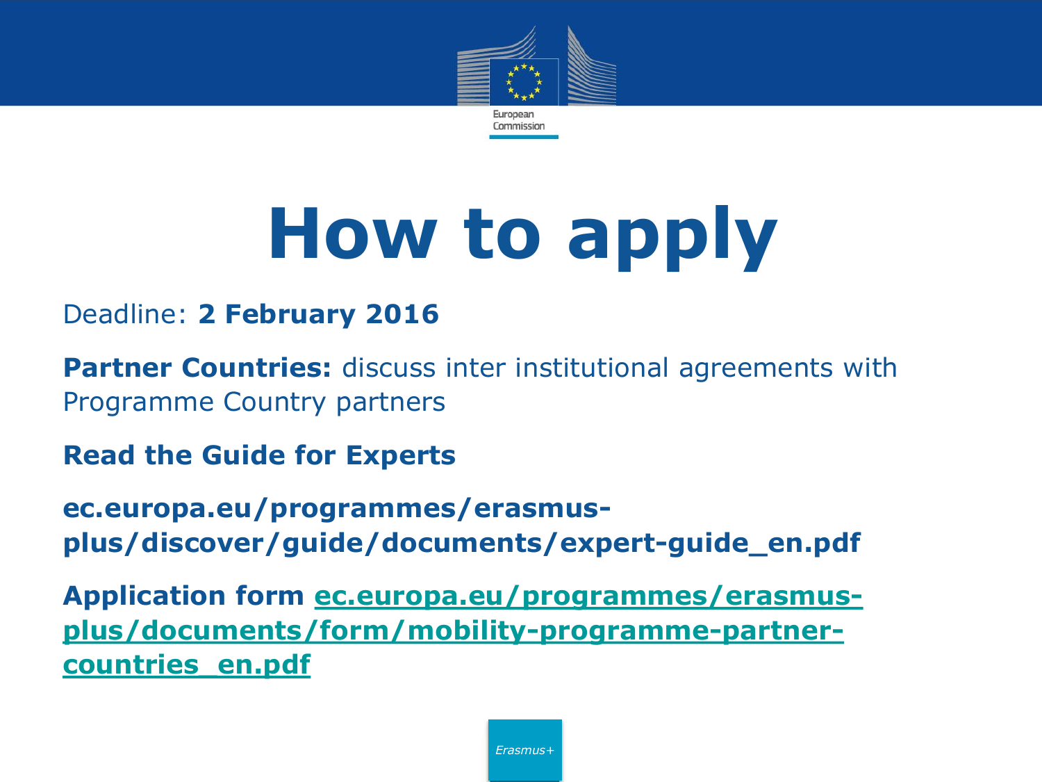# How to apply

Deadline: **2 February 2016**

**Partner Countries:** discuss inter institutional agreements with Programme Country partners

**Read the Guide for Experts**

**ec.europa.eu/programmes/erasmus-plus/discover/guide/documents/expert-guide_en.pdf**

**Application form ec.europa.eu/programmes/erasmus-plus/documents/form/mobility-programme-partner-countries_en.pdf**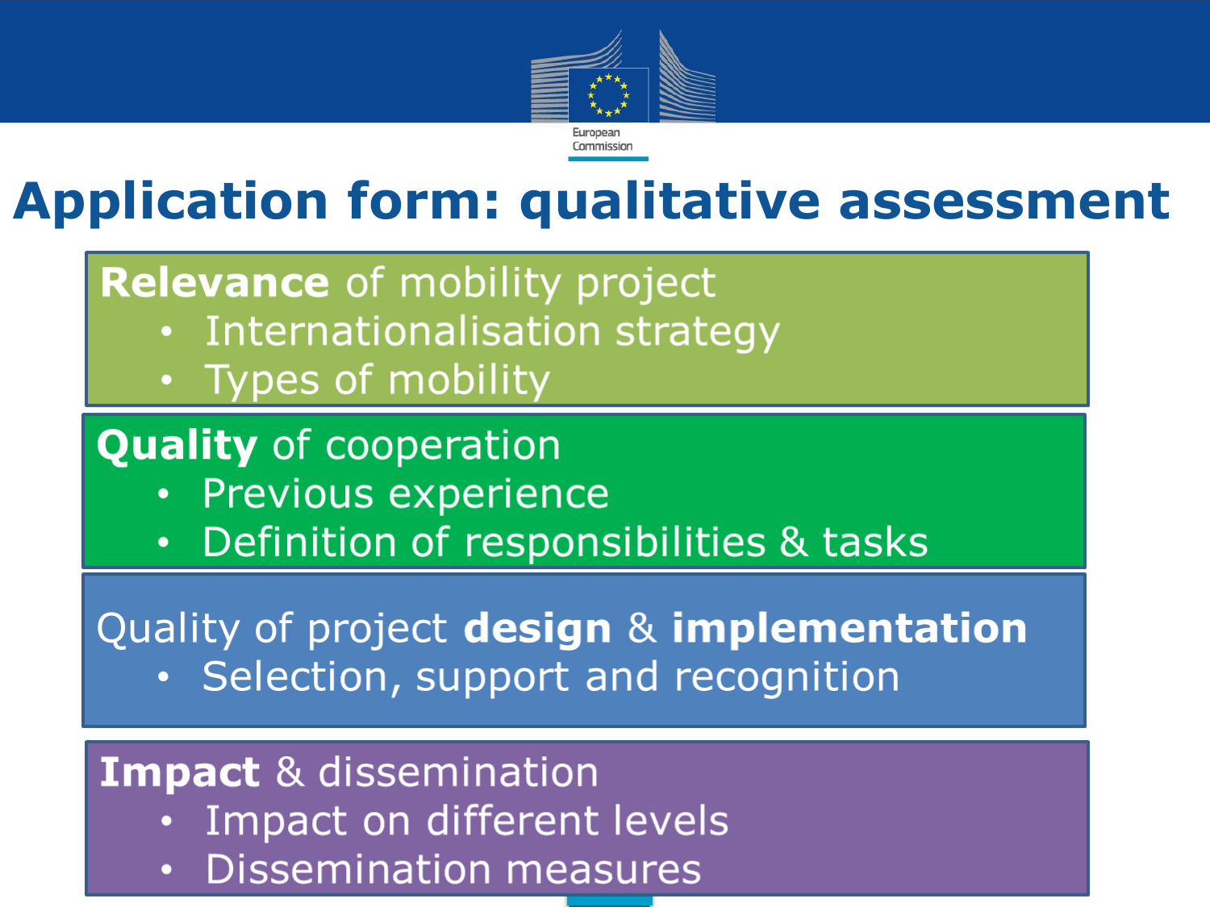# Application form: qualitative assessment

**Relevance** of mobility project

- Internationalisation strategy
- Types of mobility

**Quality** of cooperation

- Previous experience
- Definition of responsibilities & tasks

Quality of project **design** & **implementation**

- Selection, support and recognition

**Impact** & dissemination

- Impact on different levels
- Dissemination measures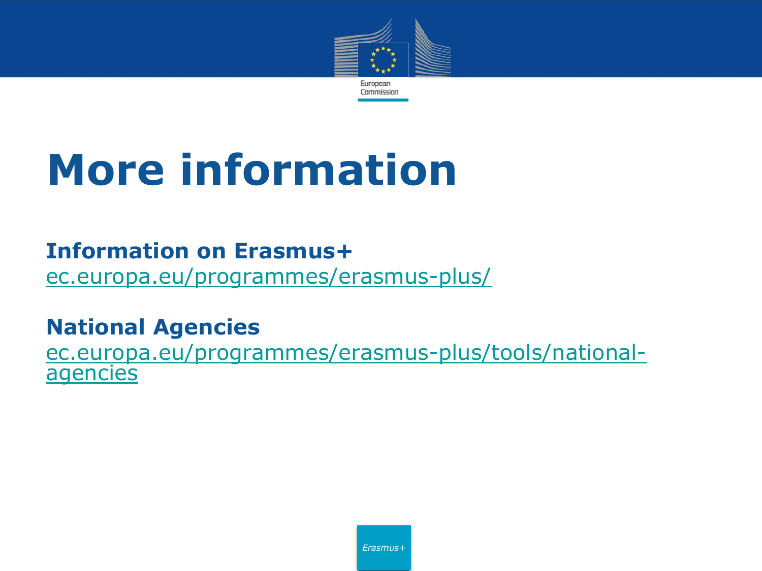# More information

**Information on Erasmus+**
ec.europa.eu/programmes/erasmus-plus/

**National Agencies**
ec.europa.eu/programmes/erasmus-plus/tools/national-agencies